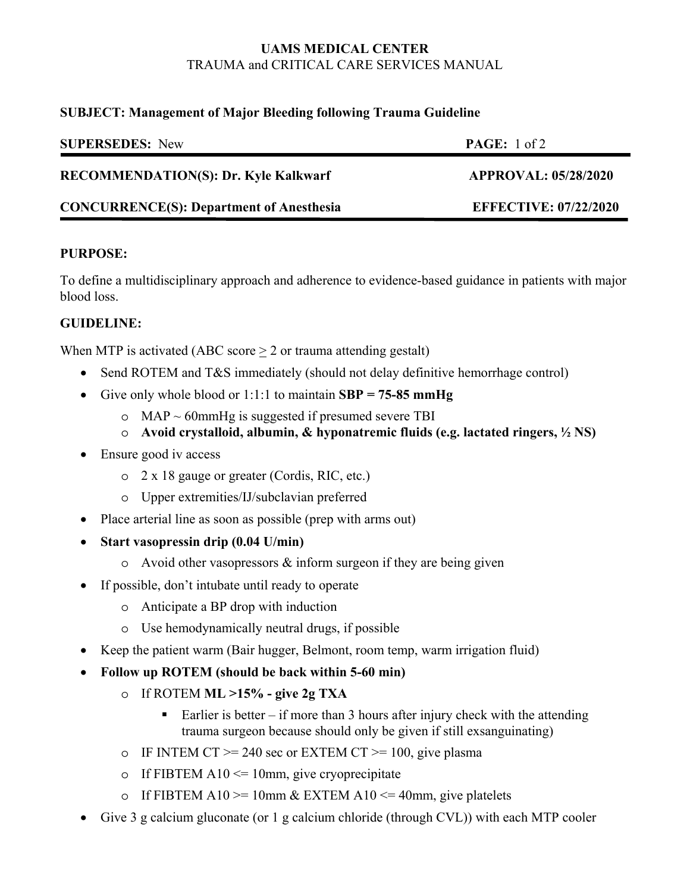**UAMS MEDICAL CENTER**
TRAUMA and CRITICAL CARE SERVICES MANUAL

**SUBJECT: Management of Major Bleeding following Trauma Guideline**

| | |
|---|---|
| **SUPERSEDES:** New | **PAGE:** 1 of 2 |
| **RECOMMENDATION(S): Dr. Kyle Kalkwarf** | **APPROVAL: 05/28/2020** |
| **CONCURRENCE(S): Department of Anesthesia** | **EFFECTIVE: 07/22/2020** |

## PURPOSE:

To define a multidisciplinary approach and adherence to evidence-based guidance in patients with major blood loss.

## GUIDELINE:

When MTP is activated (ABC score ≥ 2 or trauma attending gestalt)

- Send ROTEM and T&S immediately (should not delay definitive hemorrhage control)
- Give only whole blood or 1:1:1 to maintain **SBP = 75-85 mmHg**
  - MAP ~ 60mmHg is suggested if presumed severe TBI
  - **Avoid crystalloid, albumin, & hyponatremic fluids (e.g. lactated ringers, ½ NS)**
- Ensure good iv access
  - 2 x 18 gauge or greater (Cordis, RIC, etc.)
  - Upper extremities/IJ/subclavian preferred
- Place arterial line as soon as possible (prep with arms out)
- **Start vasopressin drip (0.04 U/min)**
  - Avoid other vasopressors & inform surgeon if they are being given
- If possible, don't intubate until ready to operate
  - Anticipate a BP drop with induction
  - Use hemodynamically neutral drugs, if possible
- Keep the patient warm (Bair hugger, Belmont, room temp, warm irrigation fluid)
- **Follow up ROTEM (should be back within 5-60 min)**
  - If ROTEM **ML >15% - give 2g TXA**
    - Earlier is better – if more than 3 hours after injury check with the attending trauma surgeon because should only be given if still exsanguinating)
  - IF INTEM CT >= 240 sec or EXTEM CT >= 100, give plasma
  - If FIBTEM A10 <= 10mm, give cryoprecipitate
  - If FIBTEM A10 >= 10mm & EXTEM A10 <= 40mm, give platelets
- Give 3 g calcium gluconate (or 1 g calcium chloride (through CVL)) with each MTP cooler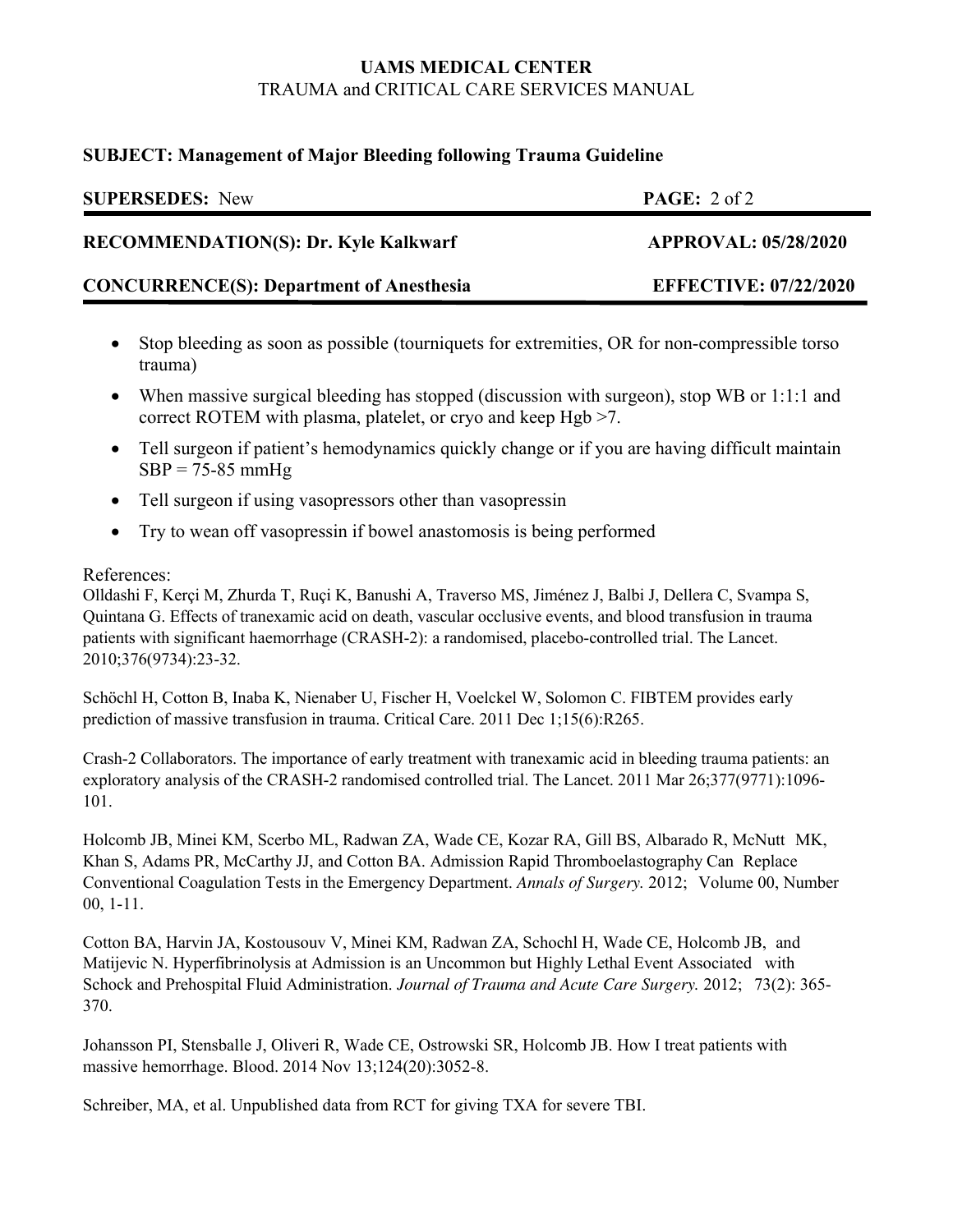- Stop bleeding as soon as possible (tourniquets for extremities, OR for non-compressible torso trauma)
- When massive surgical bleeding has stopped (discussion with surgeon), stop WB or 1:1:1 and correct ROTEM with plasma, platelet, or cryo and keep Hgb >7.
- Tell surgeon if patient's hemodynamics quickly change or if you are having difficult maintain SBP = 75-85 mmHg
- Tell surgeon if using vasopressors other than vasopressin
- Try to wean off vasopressin if bowel anastomosis is being performed

References:

Olldashi F, Kerçi M, Zhurda T, Ruçi K, Banushi A, Traverso MS, Jiménez J, Balbi J, Dellera C, Svampa S, Quintana G. Effects of tranexamic acid on death, vascular occlusive events, and blood transfusion in trauma patients with significant haemorrhage (CRASH-2): a randomised, placebo-controlled trial. The Lancet. 2010;376(9734):23-32.

Schöchl H, Cotton B, Inaba K, Nienaber U, Fischer H, Voelckel W, Solomon C. FIBTEM provides early prediction of massive transfusion in trauma. Critical Care. 2011 Dec 1;15(6):R265.

Crash-2 Collaborators. The importance of early treatment with tranexamic acid in bleeding trauma patients: an exploratory analysis of the CRASH-2 randomised controlled trial. The Lancet. 2011 Mar 26;377(9771):1096-101.

Holcomb JB, Minei KM, Scerbo ML, Radwan ZA, Wade CE, Kozar RA, Gill BS, Albarado R, McNutt MK, Khan S, Adams PR, McCarthy JJ, and Cotton BA. Admission Rapid Thromboelastography Can Replace Conventional Coagulation Tests in the Emergency Department. *Annals of Surgery.* 2012; Volume 00, Number 00, 1-11.

Cotton BA, Harvin JA, Kostousouv V, Minei KM, Radwan ZA, Schochl H, Wade CE, Holcomb JB, and Matijevic N. Hyperfibrinolysis at Admission is an Uncommon but Highly Lethal Event Associated with Schock and Prehospital Fluid Administration. *Journal of Trauma and Acute Care Surgery.* 2012; 73(2): 365-370.

Johansson PI, Stensballe J, Oliveri R, Wade CE, Ostrowski SR, Holcomb JB. How I treat patients with massive hemorrhage. Blood. 2014 Nov 13;124(20):3052-8.

Schreiber, MA, et al. Unpublished data from RCT for giving TXA for severe TBI.